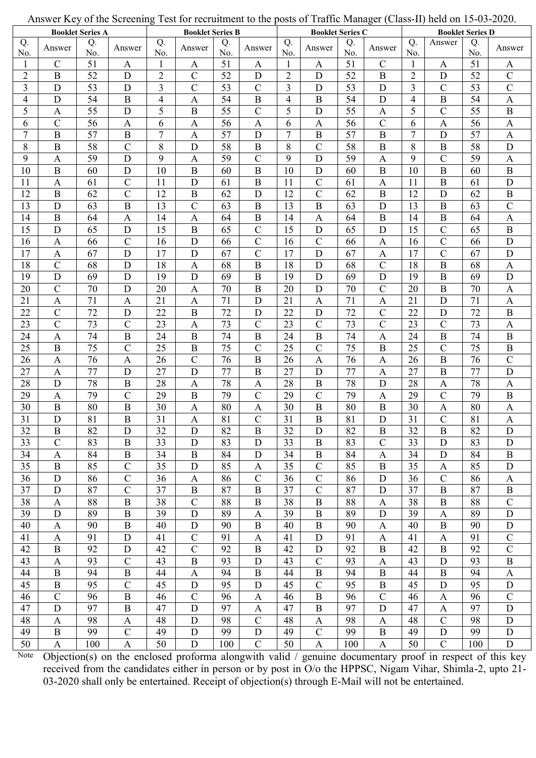Answer Key of the Screening Test for recruitment to the posts of Traffic Manager (Class-II) held on 15-03-2020.

| Booklet Series A | | | | Booklet Series B | | | | Booklet Series C | | | | Booklet Series D | | | |
|---|---|---|---|---|---|---|---|---|---|---|---|---|---|---|---|
| Q. No. | Answer | Q. No. | Answer | Q. No. | Answer | Q. No. | Answer | Q. No. | Answer | Q. No. | Answer | Q. No. | Answer | Q. No. | Answer |
| 1 | C | 51 | A | 1 | A | 51 | A | 1 | A | 51 | C | 1 | A | 51 | A |
| 2 | B | 52 | D | 2 | C | 52 | D | 2 | D | 52 | B | 2 | D | 52 | C |
| 3 | D | 53 | D | 3 | C | 53 | C | 3 | D | 53 | D | 3 | C | 53 | C |
| 4 | D | 54 | B | 4 | A | 54 | B | 4 | B | 54 | D | 4 | B | 54 | A |
| 5 | A | 55 | D | 5 | B | 55 | C | 5 | D | 55 | A | 5 | C | 55 | B |
| 6 | C | 56 | A | 6 | A | 56 | A | 6 | A | 56 | C | 6 | A | 56 | A |
| 7 | B | 57 | B | 7 | A | 57 | D | 7 | B | 57 | B | 7 | D | 57 | A |
| 8 | B | 58 | C | 8 | D | 58 | B | 8 | C | 58 | B | 8 | B | 58 | D |
| 9 | A | 59 | D | 9 | A | 59 | C | 9 | D | 59 | A | 9 | C | 59 | A |
| 10 | B | 60 | D | 10 | B | 60 | B | 10 | D | 60 | B | 10 | B | 60 | B |
| 11 | A | 61 | C | 11 | D | 61 | B | 11 | C | 61 | A | 11 | B | 61 | D |
| 12 | B | 62 | C | 12 | B | 62 | D | 12 | C | 62 | B | 12 | D | 62 | B |
| 13 | D | 63 | B | 13 | C | 63 | B | 13 | B | 63 | D | 13 | B | 63 | C |
| 14 | B | 64 | A | 14 | A | 64 | B | 14 | A | 64 | B | 14 | B | 64 | A |
| 15 | D | 65 | D | 15 | B | 65 | C | 15 | D | 65 | D | 15 | C | 65 | B |
| 16 | A | 66 | C | 16 | D | 66 | C | 16 | C | 66 | A | 16 | C | 66 | D |
| 17 | A | 67 | D | 17 | D | 67 | C | 17 | D | 67 | A | 17 | C | 67 | D |
| 18 | C | 68 | D | 18 | A | 68 | B | 18 | D | 68 | C | 18 | B | 68 | A |
| 19 | D | 69 | D | 19 | D | 69 | B | 19 | D | 69 | D | 19 | B | 69 | D |
| 20 | C | 70 | D | 20 | A | 70 | B | 20 | D | 70 | C | 20 | B | 70 | A |
| 21 | A | 71 | A | 21 | A | 71 | D | 21 | A | 71 | A | 21 | D | 71 | A |
| 22 | C | 72 | D | 22 | B | 72 | D | 22 | D | 72 | C | 22 | D | 72 | B |
| 23 | C | 73 | C | 23 | A | 73 | C | 23 | C | 73 | C | 23 | C | 73 | A |
| 24 | A | 74 | B | 24 | B | 74 | B | 24 | B | 74 | A | 24 | B | 74 | B |
| 25 | B | 75 | C | 25 | B | 75 | C | 25 | C | 75 | B | 25 | C | 75 | B |
| 26 | A | 76 | A | 26 | C | 76 | B | 26 | A | 76 | A | 26 | B | 76 | C |
| 27 | A | 77 | D | 27 | D | 77 | B | 27 | D | 77 | A | 27 | B | 77 | D |
| 28 | D | 78 | B | 28 | A | 78 | A | 28 | B | 78 | D | 28 | A | 78 | A |
| 29 | A | 79 | C | 29 | B | 79 | C | 29 | C | 79 | A | 29 | C | 79 | B |
| 30 | B | 80 | B | 30 | A | 80 | A | 30 | B | 80 | B | 30 | A | 80 | A |
| 31 | D | 81 | B | 31 | A | 81 | C | 31 | B | 81 | D | 31 | C | 81 | A |
| 32 | B | 82 | D | 32 | D | 82 | B | 32 | D | 82 | B | 32 | B | 82 | D |
| 33 | C | 83 | B | 33 | D | 83 | D | 33 | B | 83 | C | 33 | D | 83 | D |
| 34 | A | 84 | B | 34 | B | 84 | D | 34 | B | 84 | A | 34 | D | 84 | B |
| 35 | B | 85 | C | 35 | D | 85 | A | 35 | C | 85 | B | 35 | A | 85 | D |
| 36 | D | 86 | C | 36 | A | 86 | C | 36 | C | 86 | D | 36 | C | 86 | A |
| 37 | D | 87 | C | 37 | B | 87 | B | 37 | C | 87 | D | 37 | B | 87 | B |
| 38 | A | 88 | B | 38 | C | 88 | B | 38 | B | 88 | A | 38 | B | 88 | C |
| 39 | D | 89 | B | 39 | D | 89 | A | 39 | B | 89 | D | 39 | A | 89 | D |
| 40 | A | 90 | B | 40 | D | 90 | B | 40 | B | 90 | A | 40 | B | 90 | D |
| 41 | A | 91 | D | 41 | C | 91 | A | 41 | D | 91 | A | 41 | A | 91 | C |
| 42 | B | 92 | D | 42 | C | 92 | B | 42 | D | 92 | B | 42 | B | 92 | C |
| 43 | A | 93 | C | 43 | B | 93 | D | 43 | C | 93 | A | 43 | D | 93 | B |
| 44 | B | 94 | B | 44 | A | 94 | B | 44 | B | 94 | B | 44 | B | 94 | A |
| 45 | B | 95 | C | 45 | D | 95 | D | 45 | C | 95 | B | 45 | D | 95 | D |
| 46 | C | 96 | B | 46 | C | 96 | A | 46 | B | 96 | C | 46 | A | 96 | C |
| 47 | D | 97 | B | 47 | D | 97 | A | 47 | B | 97 | D | 47 | A | 97 | D |
| 48 | A | 98 | A | 48 | D | 98 | C | 48 | A | 98 | A | 48 | C | 98 | D |
| 49 | B | 99 | C | 49 | D | 99 | D | 49 | C | 99 | B | 49 | D | 99 | D |
| 50 | A | 100 | A | 50 | D | 100 | C | 50 | A | 100 | A | 50 | C | 100 | D |

Note: Objection(s) on the enclosed proforma alongwith valid / genuine documentary proof in respect of this key received from the candidates either in person or by post in O/o the HPPSC, Nigam Vihar, Shimla-2, upto 21-03-2020 shall only be entertained. Receipt of objection(s) through E-Mail will not be entertained.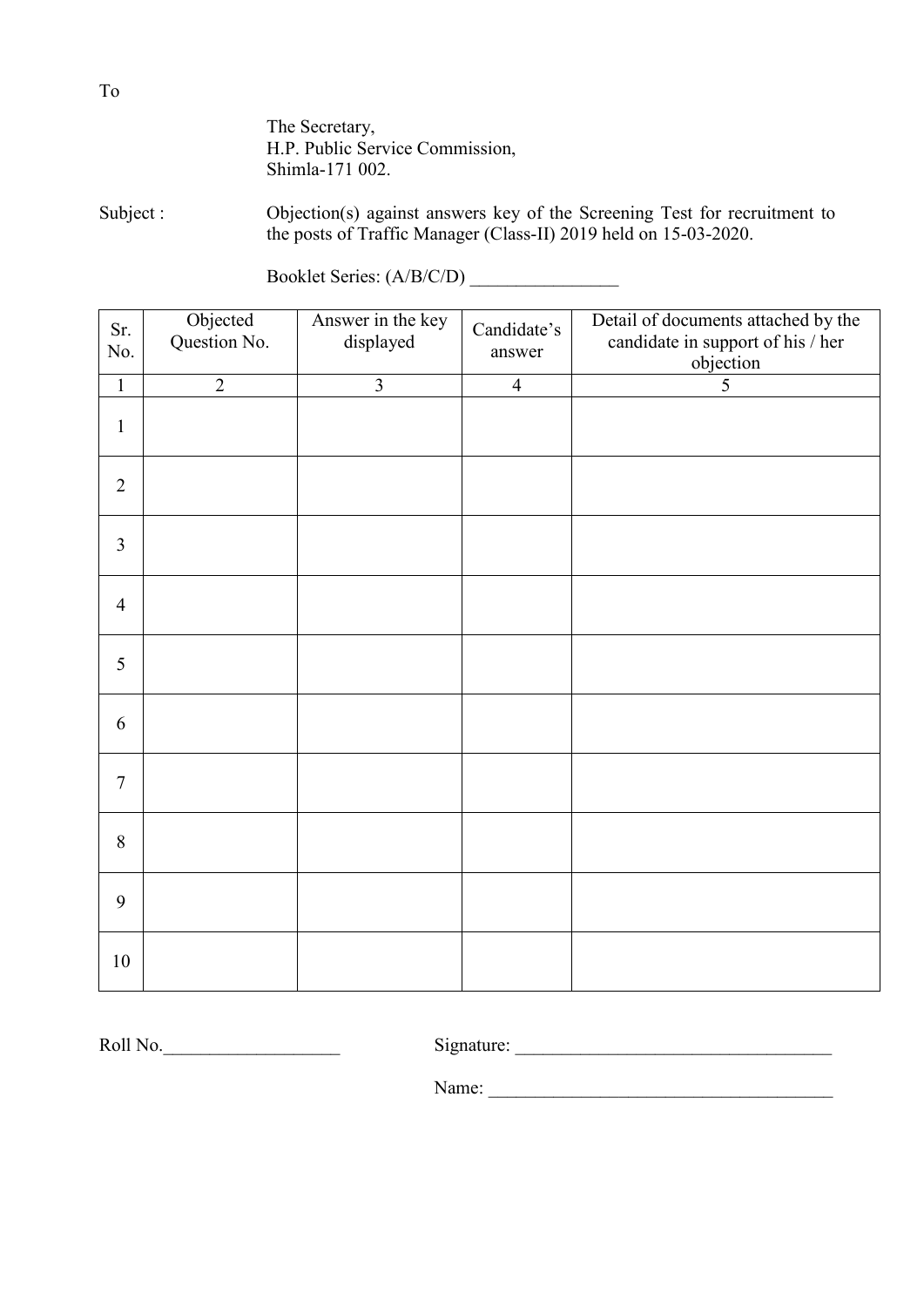To

The Secretary,
H.P. Public Service Commission,
Shimla-171 002.

Subject : Objection(s) against answers key of the Screening Test for recruitment to the posts of Traffic Manager (Class-II) 2019 held on 15-03-2020.

Booklet Series: (A/B/C/D) ________________

| Sr. No. | Objected Question No. | Answer in the key displayed | Candidate's answer | Detail of documents attached by the candidate in support of his / her objection |
|---|---|---|---|---|
| 1 | 2 | 3 | 4 | 5 |
| 1 | | | | |
| 2 | | | | |
| 3 | | | | |
| 4 | | | | |
| 5 | | | | |
| 6 | | | | |
| 7 | | | | |
| 8 | | | | |
| 9 | | | | |
| 10 | | | | |

Roll No.___________________

Signature: ___________________________________

Name: ______________________________________